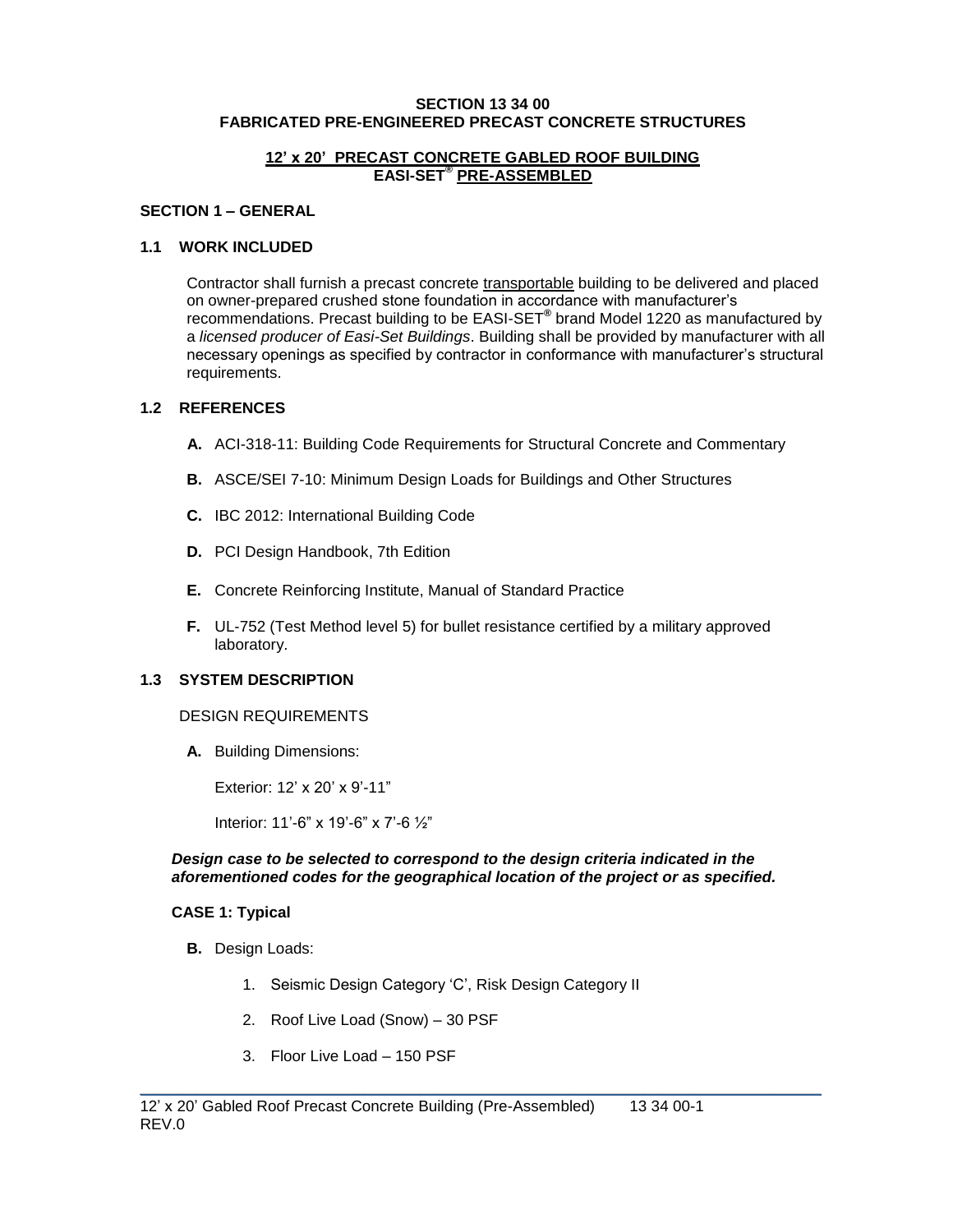# SECTION 13 34 00
# FABRICATED PRE-ENGINEERED PRECAST CONCRETE STRUCTURES

## 12' x 20' PRECAST CONCRETE GABLED ROOF BUILDING EASI-SET® PRE-ASSEMBLED

### SECTION 1 – GENERAL

### 1.1 WORK INCLUDED

Contractor shall furnish a precast concrete transportable building to be delivered and placed on owner-prepared crushed stone foundation in accordance with manufacturer's recommendations. Precast building to be EASI-SET® brand Model 1220 as manufactured by a *licensed producer of Easi-Set Buildings*. Building shall be provided by manufacturer with all necessary openings as specified by contractor in conformance with manufacturer's structural requirements.

### 1.2 REFERENCES

- **A.** ACI-318-11: Building Code Requirements for Structural Concrete and Commentary
- **B.** ASCE/SEI 7-10: Minimum Design Loads for Buildings and Other Structures
- **C.** IBC 2012: International Building Code
- **D.** PCI Design Handbook, 7th Edition
- **E.** Concrete Reinforcing Institute, Manual of Standard Practice
- **F.** UL-752 (Test Method level 5) for bullet resistance certified by a military approved laboratory.

### 1.3 SYSTEM DESCRIPTION

DESIGN REQUIREMENTS

**A.** Building Dimensions:

Exterior: 12' x 20' x 9'-11"

Interior: 11'-6" x 19'-6" x 7'-6 ½"

***Design case to be selected to correspond to the design criteria indicated in the aforementioned codes for the geographical location of the project or as specified.***

**CASE 1: Typical**

**B.** Design Loads:

1. Seismic Design Category 'C', Risk Design Category II
2. Roof Live Load (Snow) – 30 PSF
3. Floor Live Load – 150 PSF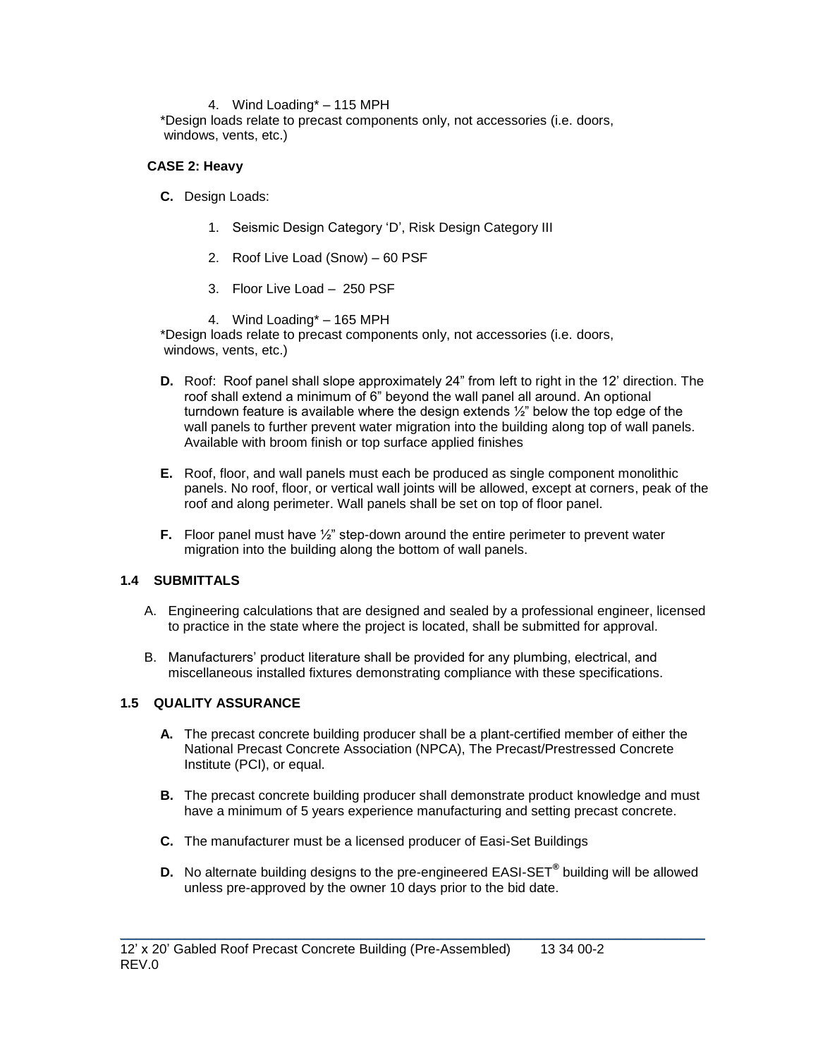4. Wind Loading* – 115 MPH

*Design loads relate to precast components only, not accessories (i.e. doors, windows, vents, etc.)

**CASE 2: Heavy**

**C.** Design Loads:

1. Seismic Design Category 'D', Risk Design Category III
2. Roof Live Load (Snow) – 60 PSF
3. Floor Live Load – 250 PSF
4. Wind Loading* – 165 MPH

*Design loads relate to precast components only, not accessories (i.e. doors, windows, vents, etc.)

**D.** Roof: Roof panel shall slope approximately 24" from left to right in the 12' direction. The roof shall extend a minimum of 6" beyond the wall panel all around. An optional turndown feature is available where the design extends ½" below the top edge of the wall panels to further prevent water migration into the building along top of wall panels. Available with broom finish or top surface applied finishes

**E.** Roof, floor, and wall panels must each be produced as single component monolithic panels. No roof, floor, or vertical wall joints will be allowed, except at corners, peak of the roof and along perimeter. Wall panels shall be set on top of floor panel.

**F.** Floor panel must have ½" step-down around the entire perimeter to prevent water migration into the building along the bottom of wall panels.

### 1.4 SUBMITTALS

A. Engineering calculations that are designed and sealed by a professional engineer, licensed to practice in the state where the project is located, shall be submitted for approval.

B. Manufacturers' product literature shall be provided for any plumbing, electrical, and miscellaneous installed fixtures demonstrating compliance with these specifications.

### 1.5 QUALITY ASSURANCE

**A.** The precast concrete building producer shall be a plant-certified member of either the National Precast Concrete Association (NPCA), The Precast/Prestressed Concrete Institute (PCI), or equal.

**B.** The precast concrete building producer shall demonstrate product knowledge and must have a minimum of 5 years experience manufacturing and setting precast concrete.

**C.** The manufacturer must be a licensed producer of Easi-Set Buildings

**D.** No alternate building designs to the pre-engineered EASI-SET® building will be allowed unless pre-approved by the owner 10 days prior to the bid date.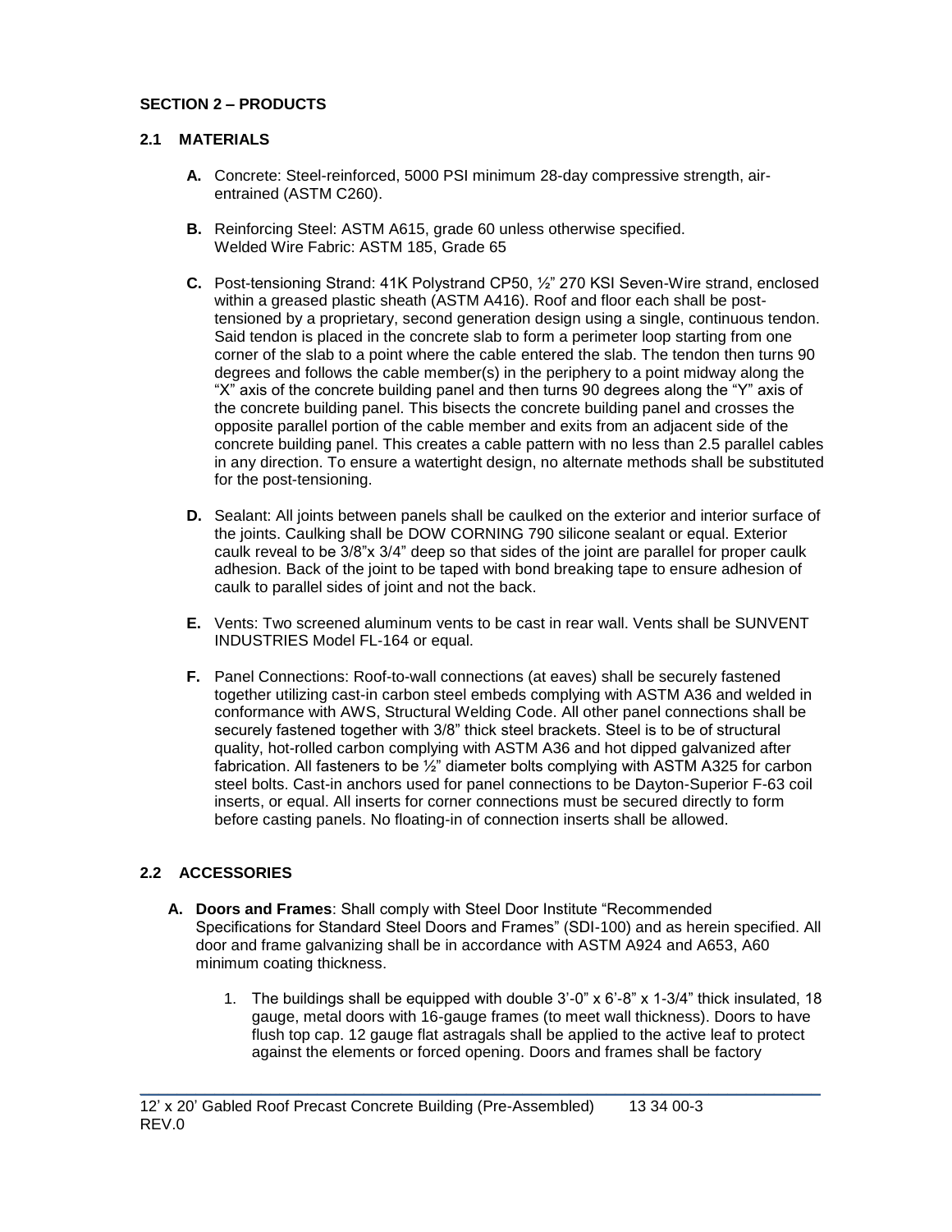## SECTION 2 – PRODUCTS

### 2.1 MATERIALS

**A.** Concrete: Steel-reinforced, 5000 PSI minimum 28-day compressive strength, air-entrained (ASTM C260).

**B.** Reinforcing Steel: ASTM A615, grade 60 unless otherwise specified.
Welded Wire Fabric: ASTM 185, Grade 65

**C.** Post-tensioning Strand: 41K Polystrand CP50, ½" 270 KSI Seven-Wire strand, enclosed within a greased plastic sheath (ASTM A416). Roof and floor each shall be post-tensioned by a proprietary, second generation design using a single, continuous tendon. Said tendon is placed in the concrete slab to form a perimeter loop starting from one corner of the slab to a point where the cable entered the slab. The tendon then turns 90 degrees and follows the cable member(s) in the periphery to a point midway along the "X" axis of the concrete building panel and then turns 90 degrees along the "Y" axis of the concrete building panel. This bisects the concrete building panel and crosses the opposite parallel portion of the cable member and exits from an adjacent side of the concrete building panel. This creates a cable pattern with no less than 2.5 parallel cables in any direction. To ensure a watertight design, no alternate methods shall be substituted for the post-tensioning.

**D.** Sealant: All joints between panels shall be caulked on the exterior and interior surface of the joints. Caulking shall be DOW CORNING 790 silicone sealant or equal. Exterior caulk reveal to be 3/8"x 3/4" deep so that sides of the joint are parallel for proper caulk adhesion. Back of the joint to be taped with bond breaking tape to ensure adhesion of caulk to parallel sides of joint and not the back.

**E.** Vents: Two screened aluminum vents to be cast in rear wall. Vents shall be SUNVENT INDUSTRIES Model FL-164 or equal.

**F.** Panel Connections: Roof-to-wall connections (at eaves) shall be securely fastened together utilizing cast-in carbon steel embeds complying with ASTM A36 and welded in conformance with AWS, Structural Welding Code. All other panel connections shall be securely fastened together with 3/8" thick steel brackets. Steel is to be of structural quality, hot-rolled carbon complying with ASTM A36 and hot dipped galvanized after fabrication. All fasteners to be ½" diameter bolts complying with ASTM A325 for carbon steel bolts. Cast-in anchors used for panel connections to be Dayton-Superior F-63 coil inserts, or equal. All inserts for corner connections must be secured directly to form before casting panels. No floating-in of connection inserts shall be allowed.

### 2.2 ACCESSORIES

**A. Doors and Frames**: Shall comply with Steel Door Institute "Recommended Specifications for Standard Steel Doors and Frames" (SDI-100) and as herein specified. All door and frame galvanizing shall be in accordance with ASTM A924 and A653, A60 minimum coating thickness.

1. The buildings shall be equipped with double 3'-0" x 6'-8" x 1-3/4" thick insulated, 18 gauge, metal doors with 16-gauge frames (to meet wall thickness). Doors to have flush top cap. 12 gauge flat astragals shall be applied to the active leaf to protect against the elements or forced opening. Doors and frames shall be factory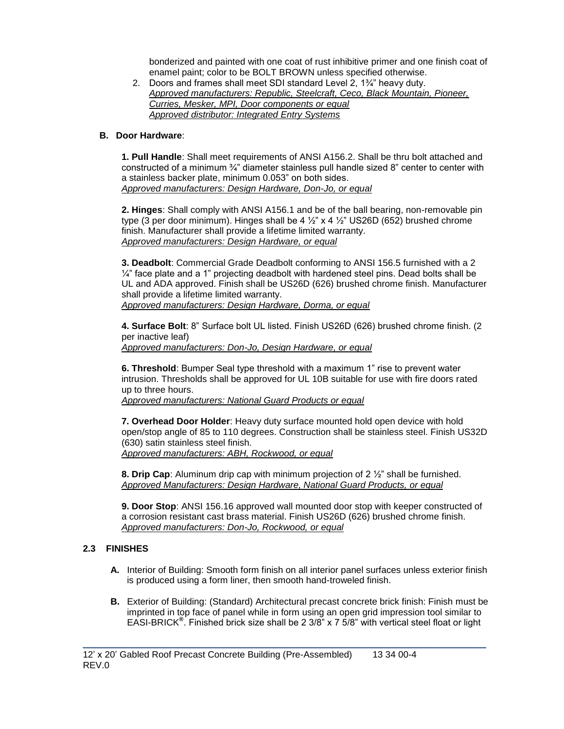bonderized and painted with one coat of rust inhibitive primer and one finish coat of enamel paint; color to be BOLT BROWN unless specified otherwise.

2. Doors and frames shall meet SDI standard Level 2, 1¾" heavy duty.
   *Approved manufacturers: Republic, Steelcraft, Ceco, Black Mountain, Pioneer, Curries, Mesker, MPI, Door components or equal*
   *Approved distributor: Integrated Entry Systems*

**B. Door Hardware**:

**1. Pull Handle**: Shall meet requirements of ANSI A156.2. Shall be thru bolt attached and constructed of a minimum ¾" diameter stainless pull handle sized 8" center to center with a stainless backer plate, minimum 0.053" on both sides.
*Approved manufacturers: Design Hardware, Don-Jo, or equal*

**2. Hinges**: Shall comply with ANSI A156.1 and be of the ball bearing, non-removable pin type (3 per door minimum). Hinges shall be 4 ½" x 4 ½" US26D (652) brushed chrome finish. Manufacturer shall provide a lifetime limited warranty.
*Approved manufacturers: Design Hardware, or equal*

**3. Deadbolt**: Commercial Grade Deadbolt conforming to ANSI 156.5 furnished with a 2 ¼" face plate and a 1" projecting deadbolt with hardened steel pins. Dead bolts shall be UL and ADA approved. Finish shall be US26D (626) brushed chrome finish. Manufacturer shall provide a lifetime limited warranty.
*Approved manufacturers: Design Hardware, Dorma, or equal*

**4. Surface Bolt**: 8" Surface bolt UL listed. Finish US26D (626) brushed chrome finish. (2 per inactive leaf)
*Approved manufacturers: Don-Jo, Design Hardware, or equal*

**6. Threshold**: Bumper Seal type threshold with a maximum 1" rise to prevent water intrusion. Thresholds shall be approved for UL 10B suitable for use with fire doors rated up to three hours.
*Approved manufacturers: National Guard Products or equal*

**7. Overhead Door Holder**: Heavy duty surface mounted hold open device with hold open/stop angle of 85 to 110 degrees. Construction shall be stainless steel. Finish US32D (630) satin stainless steel finish.
*Approved manufacturers: ABH, Rockwood, or equal*

**8. Drip Cap**: Aluminum drip cap with minimum projection of 2 ½" shall be furnished.
*Approved Manufacturers: Design Hardware, National Guard Products, or equal*

**9. Door Stop**: ANSI 156.16 approved wall mounted door stop with keeper constructed of a corrosion resistant cast brass material. Finish US26D (626) brushed chrome finish.
*Approved manufacturers: Don-Jo, Rockwood, or equal*

## 2.3 FINISHES

**A.** Interior of Building: Smooth form finish on all interior panel surfaces unless exterior finish is produced using a form liner, then smooth hand-troweled finish.

**B.** Exterior of Building: (Standard) Architectural precast concrete brick finish: Finish must be imprinted in top face of panel while in form using an open grid impression tool similar to EASI-BRICK®. Finished brick size shall be 2 3/8" x 7 5/8" with vertical steel float or light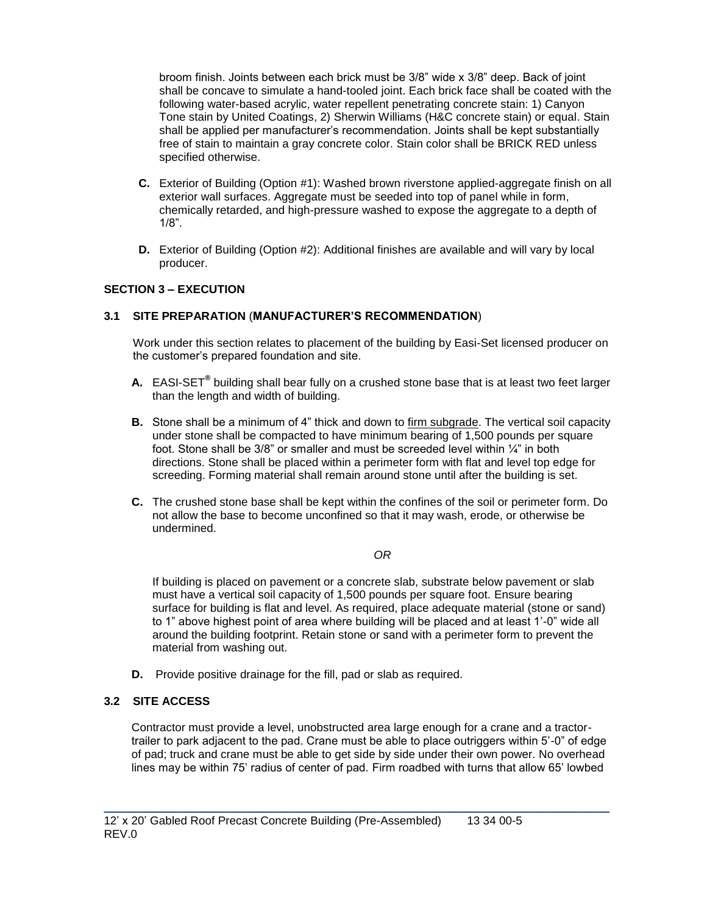broom finish. Joints between each brick must be 3/8" wide x 3/8" deep. Back of joint shall be concave to simulate a hand-tooled joint. Each brick face shall be coated with the following water-based acrylic, water repellent penetrating concrete stain: 1) Canyon Tone stain by United Coatings, 2) Sherwin Williams (H&C concrete stain) or equal. Stain shall be applied per manufacturer's recommendation. Joints shall be kept substantially free of stain to maintain a gray concrete color. Stain color shall be BRICK RED unless specified otherwise.

**C.** Exterior of Building (Option #1): Washed brown riverstone applied-aggregate finish on all exterior wall surfaces. Aggregate must be seeded into top of panel while in form, chemically retarded, and high-pressure washed to expose the aggregate to a depth of 1/8".

**D.** Exterior of Building (Option #2): Additional finishes are available and will vary by local producer.

## SECTION 3 – EXECUTION

### 3.1 SITE PREPARATION (MANUFACTURER'S RECOMMENDATION)

Work under this section relates to placement of the building by Easi-Set licensed producer on the customer's prepared foundation and site.

**A.** EASI-SET® building shall bear fully on a crushed stone base that is at least two feet larger than the length and width of building.

**B.** Stone shall be a minimum of 4" thick and down to firm subgrade. The vertical soil capacity under stone shall be compacted to have minimum bearing of 1,500 pounds per square foot. Stone shall be 3/8" or smaller and must be screeded level within ¼" in both directions. Stone shall be placed within a perimeter form with flat and level top edge for screeding. Forming material shall remain around stone until after the building is set.

**C.** The crushed stone base shall be kept within the confines of the soil or perimeter form. Do not allow the base to become unconfined so that it may wash, erode, or otherwise be undermined.

*OR*

If building is placed on pavement or a concrete slab, substrate below pavement or slab must have a vertical soil capacity of 1,500 pounds per square foot. Ensure bearing surface for building is flat and level. As required, place adequate material (stone or sand) to 1" above highest point of area where building will be placed and at least 1'-0" wide all around the building footprint. Retain stone or sand with a perimeter form to prevent the material from washing out.

**D.** Provide positive drainage for the fill, pad or slab as required.

### 3.2 SITE ACCESS

Contractor must provide a level, unobstructed area large enough for a crane and a tractor-trailer to park adjacent to the pad. Crane must be able to place outriggers within 5'-0" of edge of pad; truck and crane must be able to get side by side under their own power. No overhead lines may be within 75' radius of center of pad. Firm roadbed with turns that allow 65' lowbed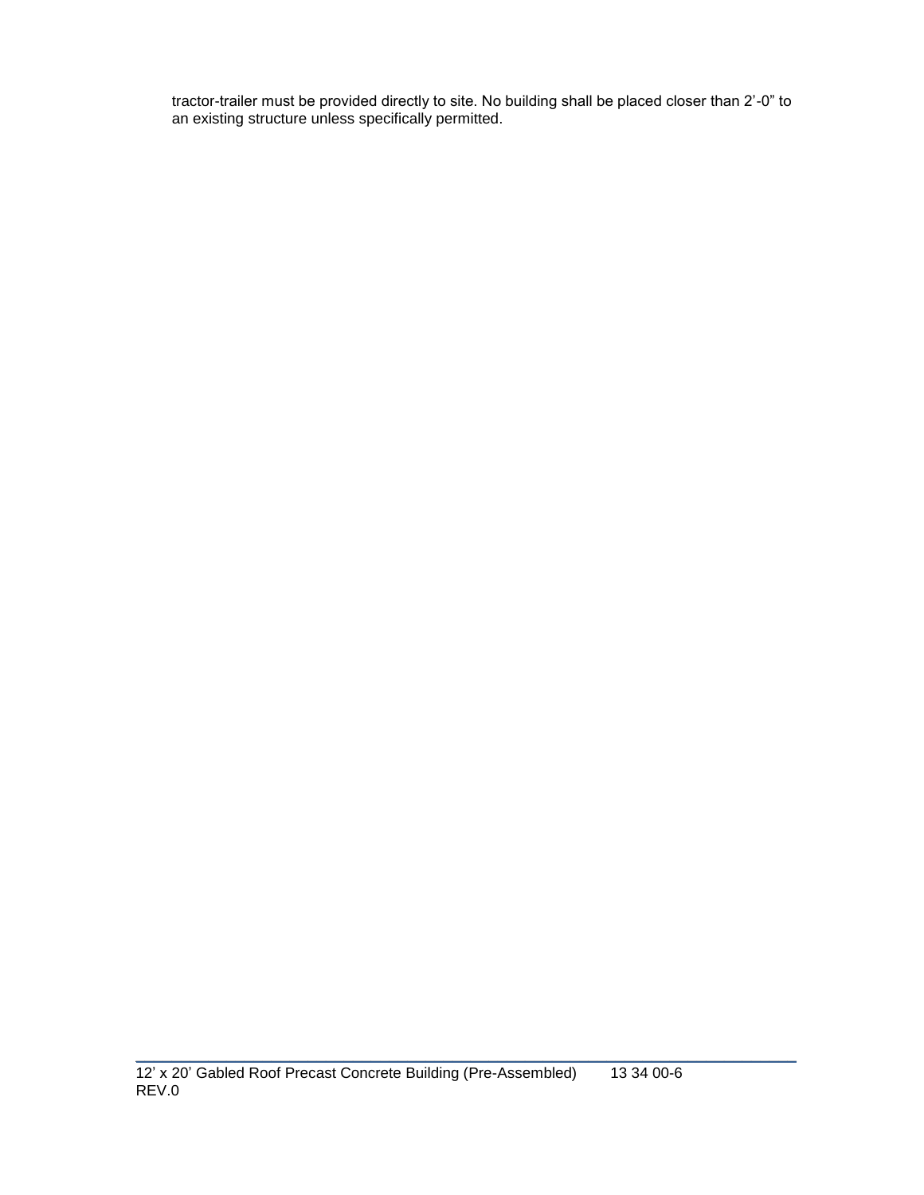tractor-trailer must be provided directly to site. No building shall be placed closer than 2'-0" to an existing structure unless specifically permitted.